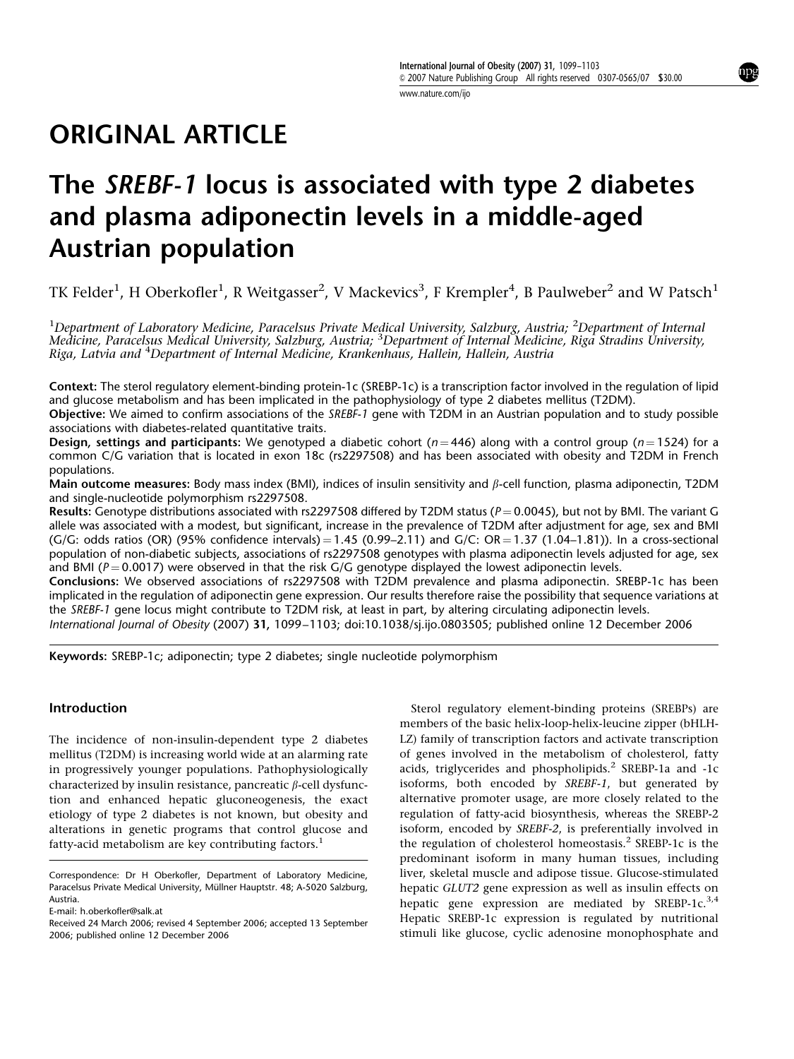ORIGINAL ARTICLE

# The *SREBF-1* locus is associated with type 2 diabetes and plasma adiponectin levels in a middle-aged Austrian population

TK Felder[1], H Oberkofler[1], R Weitgasser[2], V Mackevics[3], F Krempler[4], B Paulweber[2] and W Patsch[1]

[1]*Department of Laboratory Medicine, Paracelsus Private Medical University, Salzburg, Austria;* [2]*Department of Internal Medicine, Paracelsus Medical University, Salzburg, Austria;* [3]*Department of Internal Medicine, Riga Stradins University, Riga, Latvia and* [4]*Department of Internal Medicine, Krankenhaus, Hallein, Hallein, Austria*

**Context:** The sterol regulatory element-binding protein-1c (SREBP-1c) is a transcription factor involved in the regulation of lipid and glucose metabolism and has been implicated in the pathophysiology of type 2 diabetes mellitus (T2DM).

**Objective:** We aimed to confirm associations of the *SREBF-1* gene with T2DM in an Austrian population and to study possible associations with diabetes-related quantitative traits.

**Design, settings and participants:** We genotyped a diabetic cohort ($n = 446$) along with a control group ($n = 1524$) for a common C/G variation that is located in exon 18c (rs2297508) and has been associated with obesity and T2DM in French populations.

**Main outcome measures:** Body mass index (BMI), indices of insulin sensitivity and $\beta$-cell function, plasma adiponectin, T2DM and single-nucleotide polymorphism rs2297508.

**Results:** Genotype distributions associated with rs2297508 differed by T2DM status ($P = 0.0045$), but not by BMI. The variant G allele was associated with a modest, but significant, increase in the prevalence of T2DM after adjustment for age, sex and BMI (G/G: odds ratios (OR) (95% confidence intervals) = 1.45 (0.99–2.11) and G/C: OR = 1.37 (1.04–1.81)). In a cross-sectional population of non-diabetic subjects, associations of rs2297508 genotypes with plasma adiponectin levels adjusted for age, sex and BMI ($P = 0.0017$) were observed in that the risk G/G genotype displayed the lowest adiponectin levels.

**Conclusions:** We observed associations of rs2297508 with T2DM prevalence and plasma adiponectin. SREBP-1c has been implicated in the regulation of adiponectin gene expression. Our results therefore raise the possibility that sequence variations at the *SREBF-1* gene locus might contribute to T2DM risk, at least in part, by altering circulating adiponectin levels.

*International Journal of Obesity* (2007) **31**, 1099–1103; doi:10.1038/sj.ijo.0803505; published online 12 December 2006

**Keywords:** SREBP-1c; adiponectin; type 2 diabetes; single nucleotide polymorphism

## Introduction

The incidence of non-insulin-dependent type 2 diabetes mellitus (T2DM) is increasing world wide at an alarming rate in progressively younger populations. Pathophysiologically characterized by insulin resistance, pancreatic $\beta$-cell dysfunction and enhanced hepatic gluconeogenesis, the exact etiology of type 2 diabetes is not known, but obesity and alterations in genetic programs that control glucose and fatty-acid metabolism are key contributing factors.[1]

Sterol regulatory element-binding proteins (SREBPs) are members of the basic helix-loop-helix-leucine zipper (bHLH-LZ) family of transcription factors and activate transcription of genes involved in the metabolism of cholesterol, fatty acids, triglycerides and phospholipids.[2] SREBP-1a and -1c isoforms, both encoded by *SREBF-1*, but generated by alternative promoter usage, are more closely related to the regulation of fatty-acid biosynthesis, whereas the SREBP-2 isoform, encoded by *SREBF-2*, is preferentially involved in the regulation of cholesterol homeostasis.[2] SREBP-1c is the predominant isoform in many human tissues, including liver, skeletal muscle and adipose tissue. Glucose-stimulated hepatic *GLUT2* gene expression as well as insulin effects on hepatic gene expression are mediated by SREBP-1c.[3,4] Hepatic SREBP-1c expression is regulated by nutritional stimuli like glucose, cyclic adenosine monophosphate and

Correspondence: Dr H Oberkofler, Department of Laboratory Medicine, Paracelsus Private Medical University, Müllner Hauptstr. 48; A-5020 Salzburg, Austria.
E-mail: h.oberkofler@salk.at
Received 24 March 2006; revised 4 September 2006; accepted 13 September 2006; published online 12 December 2006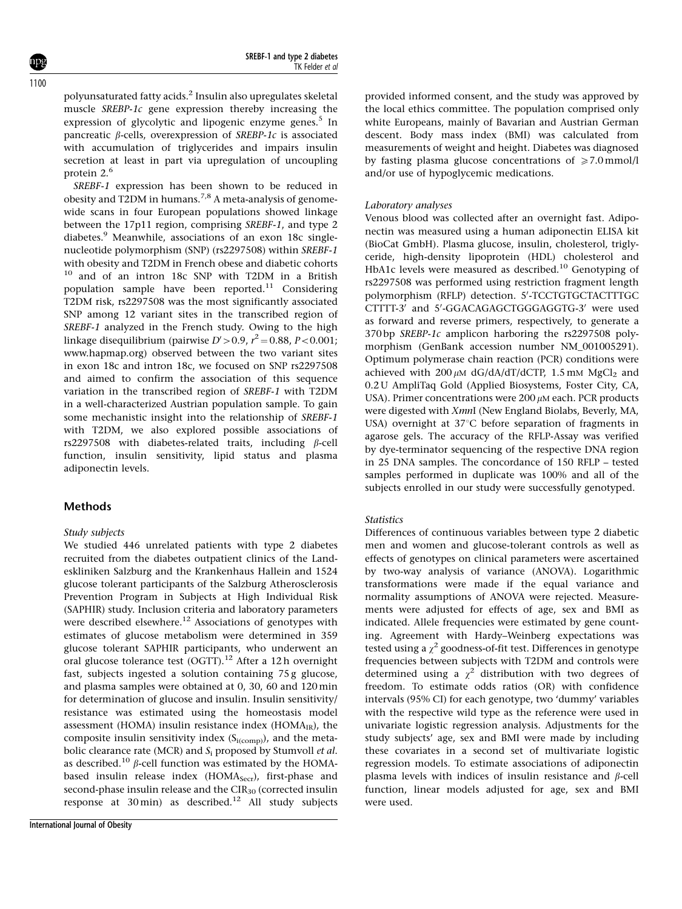polyunsaturated fatty acids.[2] Insulin also upregulates skeletal muscle *SREBP-1c* gene expression thereby increasing the expression of glycolytic and lipogenic enzyme genes.[5] In pancreatic $\beta$-cells, overexpression of *SREBP-1c* is associated with accumulation of triglycerides and impairs insulin secretion at least in part via upregulation of uncoupling protein 2.[6]

*SREBF-1* expression has been shown to be reduced in obesity and T2DM in humans.[7,8] A meta-analysis of genome-wide scans in four European populations showed linkage between the 17p11 region, comprising *SREBF-1*, and type 2 diabetes.[9] Meanwhile, associations of an exon 18c single-nucleotide polymorphism (SNP) (rs2297508) within *SREBF-1* with obesity and T2DM in French obese and diabetic cohorts [10] and of an intron 18c SNP with T2DM in a British population sample have been reported.[11] Considering T2DM risk, rs2297508 was the most significantly associated SNP among 12 variant sites in the transcribed region of *SREBF-1* analyzed in the French study. Owing to the high linkage disequilibrium (pairwise $D'>0.9$, $r^2=0.88$, $P<0.001$; www.hapmap.org) observed between the two variant sites in exon 18c and intron 18c, we focused on SNP rs2297508 and aimed to confirm the association of this sequence variation in the transcribed region of *SREBF-1* with T2DM in a well-characterized Austrian population sample. To gain some mechanistic insight into the relationship of *SREBF-1* with T2DM, we also explored possible associations of rs2297508 with diabetes-related traits, including $\beta$-cell function, insulin sensitivity, lipid status and plasma adiponectin levels.

## Methods

### *Study subjects*

We studied 446 unrelated patients with type 2 diabetes recruited from the diabetes outpatient clinics of the Landeskliniken Salzburg and the Krankenhaus Hallein and 1524 glucose tolerant participants of the Salzburg Atherosclerosis Prevention Program in Subjects at High Individual Risk (SAPHIR) study. Inclusion criteria and laboratory parameters were described elsewhere.[12] Associations of genotypes with estimates of glucose metabolism were determined in 359 glucose tolerant SAPHIR participants, who underwent an oral glucose tolerance test (OGTT).[12] After a 12 h overnight fast, subjects ingested a solution containing 75 g glucose, and plasma samples were obtained at 0, 30, 60 and 120 min for determination of glucose and insulin. Insulin sensitivity/resistance was estimated using the homeostasis model assessment (HOMA) insulin resistance index ($HOMA_{IR}$), the composite insulin sensitivity index ($S_{i(comp)}$), and the metabolic clearance rate (MCR) and $S_i$ proposed by Stumvoll *et al.* as described.[10] $\beta$-cell function was estimated by the HOMA-based insulin release index ($HOMA_{Secr}$), first-phase and second-phase insulin release and the $CIR_{30}$ (corrected insulin response at 30 min) as described.[12] All study subjects provided informed consent, and the study was approved by the local ethics committee. The population comprised only white Europeans, mainly of Bavarian and Austrian German descent. Body mass index (BMI) was calculated from measurements of weight and height. Diabetes was diagnosed by fasting plasma glucose concentrations of $\geqslant 7.0$ mmol/l and/or use of hypoglycemic medications.

### *Laboratory analyses*

Venous blood was collected after an overnight fast. Adiponectin was measured using a human adiponectin ELISA kit (BioCat GmbH). Plasma glucose, insulin, cholesterol, triglyceride, high-density lipoprotein (HDL) cholesterol and HbA1c levels were measured as described.[10] Genotyping of rs2297508 was performed using restriction fragment length polymorphism (RFLP) detection. 5′-TCCTGTGCTACTTTGC CTTTT-3′ and 5′-GGACAGAGCTGGGAGGTG-3′ were used as forward and reverse primers, respectively, to generate a 370 bp *SREBP-1c* amplicon harboring the rs2297508 polymorphism (GenBank accession number NM_001005291). Optimum polymerase chain reaction (PCR) conditions were achieved with 200 $\mu$M dG/dA/dT/dCTP, 1.5 mM $MgCl_2$ and 0.2 U AmpliTaq Gold (Applied Biosystems, Foster City, CA, USA). Primer concentrations were 200 $\mu$M each. PCR products were digested with *Xmn*I (New England Biolabs, Beverly, MA, USA) overnight at 37°C before separation of fragments in agarose gels. The accuracy of the RFLP-Assay was verified by dye-terminator sequencing of the respective DNA region in 25 DNA samples. The concordance of 150 RFLP – tested samples performed in duplicate was 100% and all of the subjects enrolled in our study were successfully genotyped.

### *Statistics*

Differences of continuous variables between type 2 diabetic men and women and glucose-tolerant controls as well as effects of genotypes on clinical parameters were ascertained by two-way analysis of variance (ANOVA). Logarithmic transformations were made if the equal variance and normality assumptions of ANOVA were rejected. Measurements were adjusted for effects of age, sex and BMI as indicated. Allele frequencies were estimated by gene counting. Agreement with Hardy–Weinberg expectations was tested using a $\chi^2$ goodness-of-fit test. Differences in genotype frequencies between subjects with T2DM and controls were determined using a $\chi^2$ distribution with two degrees of freedom. To estimate odds ratios (OR) with confidence intervals (95% CI) for each genotype, two 'dummy' variables with the respective wild type as the reference were used in univariate logistic regression analysis. Adjustments for the study subjects' age, sex and BMI were made by including these covariates in a second set of multivariate logistic regression models. To estimate associations of adiponectin plasma levels with indices of insulin resistance and $\beta$-cell function, linear models adjusted for age, sex and BMI were used.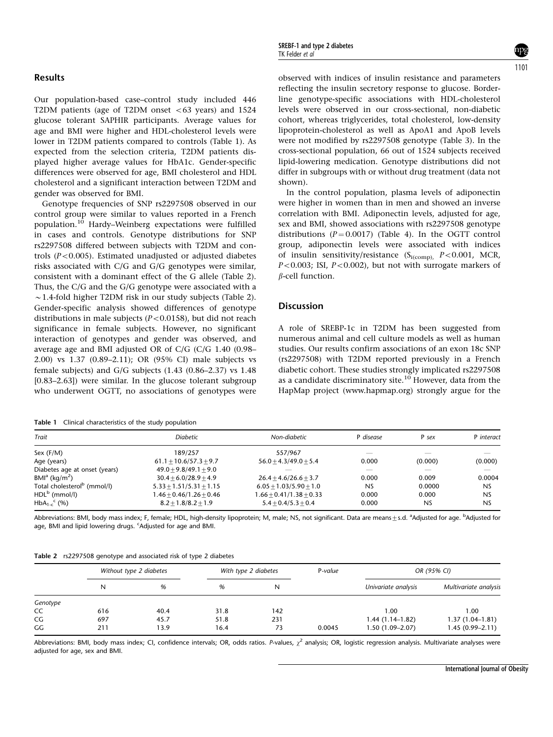## Results

Our population-based case–control study included 446 T2DM patients (age of T2DM onset <63 years) and 1524 glucose tolerant SAPHIR participants. Average values for age and BMI were higher and HDL-cholesterol levels were lower in T2DM patients compared to controls (Table 1). As expected from the selection criteria, T2DM patients displayed higher average values for HbA1c. Gender-specific differences were observed for age, BMI cholesterol and HDL cholesterol and a significant interaction between T2DM and gender was observed for BMI.

Genotype frequencies of SNP rs2297508 observed in our control group were similar to values reported in a French population.[10] Hardy–Weinberg expectations were fulfilled in cases and controls. Genotype distributions for SNP rs2297508 differed between subjects with T2DM and controls ($P<0.005$). Estimated unadjusted or adjusted diabetes risks associated with C/G and G/G genotypes were similar, consistent with a dominant effect of the G allele (Table 2). Thus, the C/G and the G/G genotype were associated with a ~1.4-fold higher T2DM risk in our study subjects (Table 2). Gender-specific analysis showed differences of genotype distributions in male subjects ($P<0.0158$), but did not reach significance in female subjects. However, no significant interaction of genotypes and gender was observed, and average age and BMI adjusted OR of C/G (C/G 1.40 (0.98–2.00) vs 1.37 (0.89–2.11); OR (95% CI) male subjects vs female subjects) and G/G subjects (1.43 (0.86–2.37) vs 1.48 [0.83–2.63]) were similar. In the glucose tolerant subgroup who underwent OGTT, no associations of genotypes were observed with indices of insulin resistance and parameters reflecting the insulin secretory response to glucose. Borderline genotype-specific associations with HDL-cholesterol levels were observed in our cross-sectional, non-diabetic cohort, whereas triglycerides, total cholesterol, low-density lipoprotein-cholesterol as well as ApoA1 and ApoB levels were not modified by rs2297508 genotype (Table 3). In the cross-sectional population, 66 out of 1524 subjects received lipid-lowering medication. Genotype distributions did not differ in subgroups with or without drug treatment (data not shown).

In the control population, plasma levels of adiponectin were higher in women than in men and showed an inverse correlation with BMI. Adiponectin levels, adjusted for age, sex and BMI, showed associations with rs2297508 genotype distributions ($P=0.0017$) (Table 4). In the OGTT control group, adiponectin levels were associated with indices of insulin sensitivity/resistance ($S_{i(comp)}$, $P<0.001$, MCR, $P<0.003$; ISI, $P<0.002$), but not with surrogate markers of $\beta$-cell function.

## Discussion

A role of SREBP-1c in T2DM has been suggested from numerous animal and cell culture models as well as human studies. Our results confirm associations of an exon 18c SNP (rs2297508) with T2DM reported previously in a French diabetic cohort. These studies strongly implicated rs2297508 as a candidate discriminatory site.[10] However, data from the HapMap project (www.hapmap.org) strongly argue for the

**Table 1** Clinical characteristics of the study population

| *Trait* | *Diabetic* | *Non-diabetic* | *P disease* | *P sex* | *P interact* |
|---|---|---|---|---|---|
| Sex (F/M) | 189/257 | 557/967 | — | — | — |
| Age (years) | 61.1±10.6/57.3±9.7 | 56.0±4.3/49.0±5.4 | 0.000 | (0.000) | (0.000) |
| Diabetes age at onset (years) | 49.0±9.8/49.1±9.0 | — | — | — | — |
| BMI[a] (kg/m$^2$) | 30.4±6.0/28.9±4.9 | 26.4±4.6/26.6±3.7 | 0.000 | 0.009 | 0.0004 |
| Total cholesterol[b] (mmol/l) | 5.33±1.51/5.31±1.15 | 6.05±1.03/5.90±1.0 | NS | 0.0000 | NS |
| HDL[b] (mmol/l) | 1.46±0.46/1.26±0.46 | 1.66±0.41/1.38±0.33 | 0.000 | 0.000 | NS |
| HbA$_{1-c}$[c] (%) | 8.2±1.8/8.2±1.9 | 5.4±0.4/5.3±0.4 | 0.000 | NS | NS |

Abbreviations: BMI, body mass index; F, female; HDL, high-density lipoprotein; M, male; NS, not significant. Data are means±s.d. [a]Adjusted for age. [b]Adjusted for age, BMI and lipid lowering drugs. [c]Adjusted for age and BMI.

**Table 2** rs2297508 genotype and associated risk of type 2 diabetes

| | *Without type 2 diabetes* | | *With type 2 diabetes* | | *P-value* | *OR (95% CI)* | |
|---|---|---|---|---|---|---|---|
| | N | % | % | N | | *Univariate analysis* | *Multivariate analysis* |
| *Genotype* | | | | | | | |
| CC | 616 | 40.4 | 31.8 | 142 | | 1.00 | 1.00 |
| CG | 697 | 45.7 | 51.8 | 231 | | 1.44 (1.14–1.82) | 1.37 (1.04–1.81) |
| GG | 211 | 13.9 | 16.4 | 73 | 0.0045 | 1.50 (1.09–2.07) | 1.45 (0.99–2.11) |

Abbreviations: BMI, body mass index; CI, confidence intervals; OR, odds ratios. *P*-values, $\chi^2$ analysis; OR, logistic regression analysis. Multivariate analyses were adjusted for age, sex and BMI.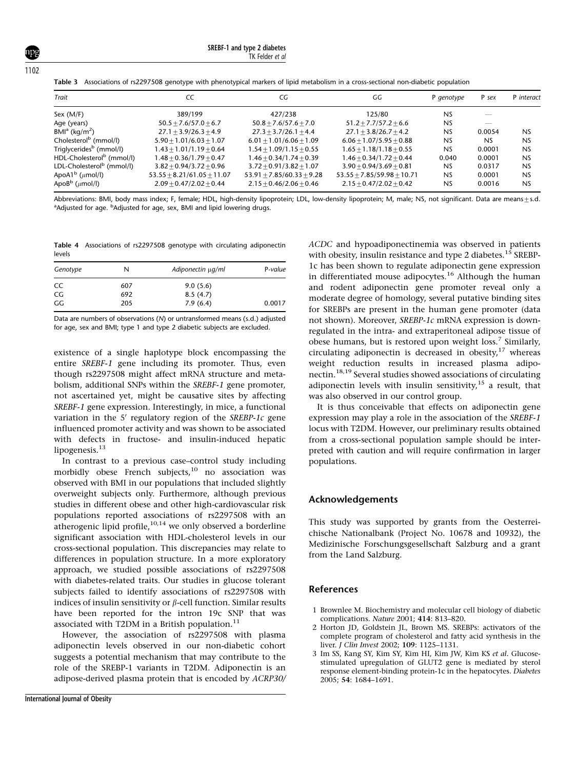**Table 3** Associations of rs2297508 genotype with phenotypical markers of lipid metabolism in a cross-sectional non-diabetic population

| Trait | CC | CG | GG | P genotype | P sex | P interact |
|---|---|---|---|---|---|---|
| Sex (M/F) | 389/199 | 427/238 | 125/80 | NS | — | |
| Age (years) | 50.5±7.6/57.0±6.7 | 50.8±7.6/57.6±7.0 | 51.2±7.7/57.2±6.6 | NS | — | |
| BMI[a] (kg/m$^2$) | 27.1±3.9/26.3±4.9 | 27.3±3.7/26.1±4.4 | 27.1±3.8/26.7±4.2 | NS | 0.0054 | NS |
| Cholesterol[b] (mmol/l) | 5.90±1.01/6.03±1.07 | 6.01±1.01/6.06±1.09 | 6.06±1.07/5.95±0.88 | NS | NS | NS |
| Triglycerides[b] (mmol/l) | 1.43±1.01/1.19±0.64 | 1.54±1.09/1.15±0.55 | 1.65±1.18/1.18±0.55 | NS | 0.0001 | NS |
| HDL-Cholesterol[b] (mmol/l) | 1.48±0.36/1.79±0.47 | 1.46±0.34/1.74±0.39 | 1.46±0.34/1.72±0.44 | 0.040 | 0.0001 | NS |
| LDL-Cholesterol[b] (mmol/l) | 3.82±0.94/3.72±0.96 | 3.72±0.91/3.82±1.07 | 3.90±0.94/3.69±0.81 | NS | 0.0317 | NS |
| ApoA1[b] ($\mu$mol/l) | 53.55±8.21/61.05±11.07 | 53.91±7.85/60.33±9.28 | 53.55±7.85/59.98±10.71 | NS | 0.0001 | NS |
| ApoB[b] ($\mu$mol/l) | 2.09±0.47/2.02±0.44 | 2.15±0.46/2.06±0.46 | 2.15±0.47/2.02±0.42 | NS | 0.0016 | NS |

Abbreviations: BMI, body mass index; F, female; HDL, high-density lipoprotein; LDL, low-density lipoprotein; M, male; NS, not significant. Data are means±s.d. [a]Adjusted for age. [b]Adjusted for age, sex, BMI and lipid lowering drugs.

**Table 4** Associations of rs2297508 genotype with circulating adiponectin levels

| Genotype | N | Adiponectin μg/ml | P-value |
|---|---|---|---|
| CC | 607 | 9.0 (5.6) | |
| CG | 692 | 8.5 (4.7) | |
| GG | 205 | 7.9 (6.4) | 0.0017 |

Data are numbers of observations (N) or untransformed means (s.d.) adjusted for age, sex and BMI; type 1 and type 2 diabetic subjects are excluded.

existence of a single haplotype block encompassing the entire *SREBF-1* gene including its promoter. Thus, even though rs2297508 might affect mRNA structure and metabolism, additional SNPs within the *SREBF-1* gene promoter, not ascertained yet, might be causative sites by affecting *SREBF-1* gene expression. Interestingly, in mice, a functional variation in the 5′ regulatory region of the *SREBP-1c* gene influenced promoter activity and was shown to be associated with defects in fructose- and insulin-induced hepatic lipogenesis.[13]

In contrast to a previous case–control study including morbidly obese French subjects,[10] no association was observed with BMI in our populations that included slightly overweight subjects only. Furthermore, although previous studies in different obese and other high-cardiovascular risk populations reported associations of rs2297508 with an atherogenic lipid profile,[10,14] we only observed a borderline significant association with HDL-cholesterol levels in our cross-sectional population. This discrepancies may relate to differences in population structure. In a more exploratory approach, we studied possible associations of rs2297508 with diabetes-related traits. Our studies in glucose tolerant subjects failed to identify associations of rs2297508 with indices of insulin sensitivity or $\beta$-cell function. Similar results have been reported for the intron 19c SNP that was associated with T2DM in a British population.[11]

However, the association of rs2297508 with plasma adiponectin levels observed in our non-diabetic cohort suggests a potential mechanism that may contribute to the role of the SREBP-1 variants in T2DM. Adiponectin is an adipose-derived plasma protein that is encoded by *ACRP30/ACDC* and hypoadiponectinemia was observed in patients with obesity, insulin resistance and type 2 diabetes.[15] SREBP-1c has been shown to regulate adiponectin gene expression in differentiated mouse adipocytes.[16] Although the human and rodent adiponectin gene promoter reveal only a moderate degree of homology, several putative binding sites for SREBPs are present in the human gene promoter (data not shown). Moreover, *SREBP-1c* mRNA expression is down-regulated in the intra- and extraperitoneal adipose tissue of obese humans, but is restored upon weight loss.[7] Similarly, circulating adiponectin is decreased in obesity,[17] whereas weight reduction results in increased plasma adiponectin.[18,19] Several studies showed associations of circulating adiponectin levels with insulin sensitivity,[15] a result, that was also observed in our control group.

It is thus conceivable that effects on adiponectin gene expression may play a role in the association of the *SREBF-1* locus with T2DM. However, our preliminary results obtained from a cross-sectional population sample should be interpreted with caution and will require confirmation in larger populations.

## Acknowledgements

This study was supported by grants from the Oesterreichische Nationalbank (Project No. 10678 and 10932), the Medizinische Forschungsgesellschaft Salzburg and a grant from the Land Salzburg.

## References

1 Brownlee M. Biochemistry and molecular cell biology of diabetic complications. *Nature* 2001; **414**: 813–820.

2 Horton JD, Goldstein JL, Brown MS. SREBPs: activators of the complete program of cholesterol and fatty acid synthesis in the liver. *J Clin Invest* 2002; **109**: 1125–1131.

3 Im SS, Kang SY, Kim SY, Kim HI, Kim JW, Kim KS *et al*. Glucose-stimulated upregulation of GLUT2 gene is mediated by sterol response element-binding protein-1c in the hepatocytes. *Diabetes* 2005; **54**: 1684–1691.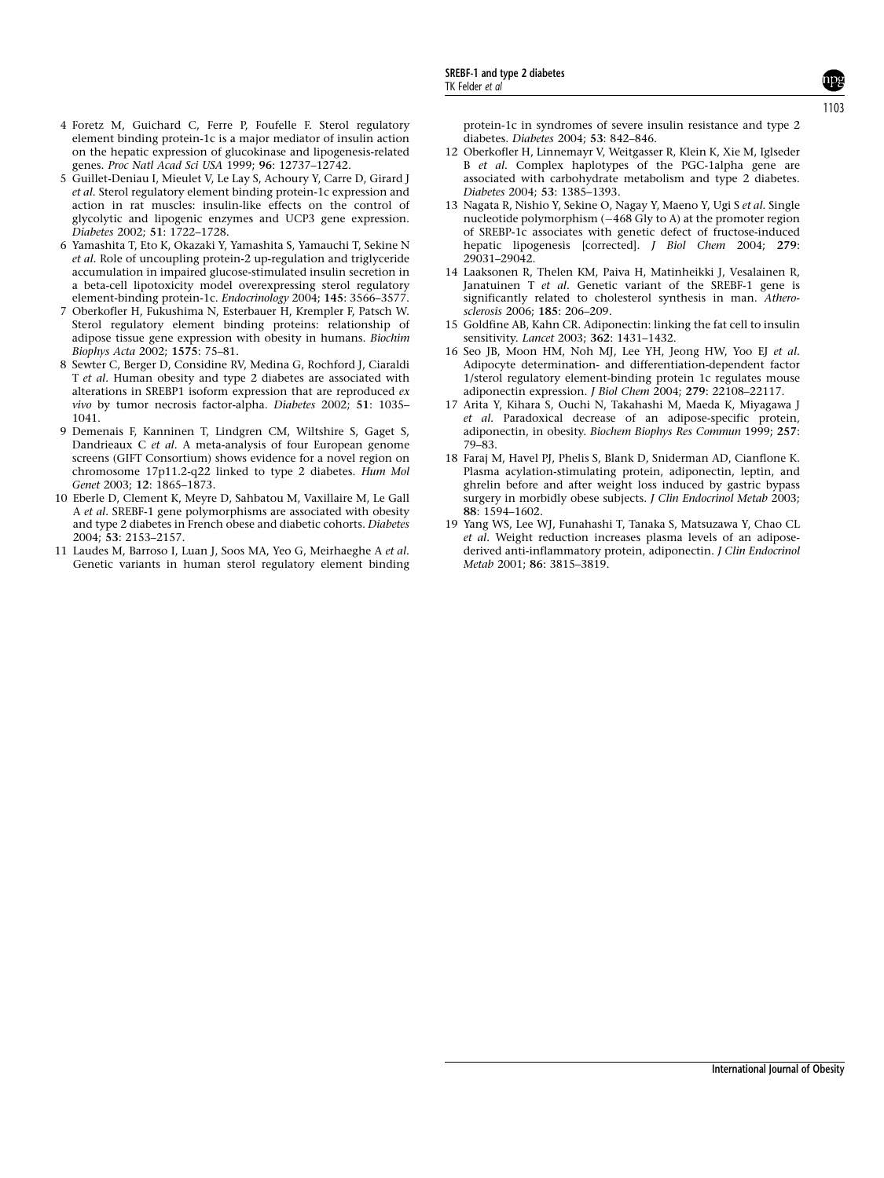4 Foretz M, Guichard C, Ferre P, Foufelle F. Sterol regulatory element binding protein-1c is a major mediator of insulin action on the hepatic expression of glucokinase and lipogenesis-related genes. *Proc Natl Acad Sci USA* 1999; **96**: 12737–12742.

5 Guillet-Deniau I, Mieulet V, Le Lay S, Achoury Y, Carre D, Girard J *et al*. Sterol regulatory element binding protein-1c expression and action in rat muscles: insulin-like effects on the control of glycolytic and lipogenic enzymes and UCP3 gene expression. *Diabetes* 2002; **51**: 1722–1728.

6 Yamashita T, Eto K, Okazaki Y, Yamashita S, Yamauchi T, Sekine N *et al*. Role of uncoupling protein-2 up-regulation and triglyceride accumulation in impaired glucose-stimulated insulin secretion in a beta-cell lipotoxicity model overexpressing sterol regulatory element-binding protein-1c. *Endocrinology* 2004; **145**: 3566–3577.

7 Oberkofler H, Fukushima N, Esterbauer H, Krempler F, Patsch W. Sterol regulatory element binding proteins: relationship of adipose tissue gene expression with obesity in humans. *Biochim Biophys Acta* 2002; **1575**: 75–81.

8 Sewter C, Berger D, Considine RV, Medina G, Rochford J, Ciaraldi T *et al*. Human obesity and type 2 diabetes are associated with alterations in SREBP1 isoform expression that are reproduced *ex vivo* by tumor necrosis factor-alpha. *Diabetes* 2002; **51**: 1035–1041.

9 Demenais F, Kanninen T, Lindgren CM, Wiltshire S, Gaget S, Dandrieaux C *et al*. A meta-analysis of four European genome screens (GIFT Consortium) shows evidence for a novel region on chromosome 17p11.2-q22 linked to type 2 diabetes. *Hum Mol Genet* 2003; **12**: 1865–1873.

10 Eberle D, Clement K, Meyre D, Sahbatou M, Vaxillaire M, Le Gall A *et al*. SREBF-1 gene polymorphisms are associated with obesity and type 2 diabetes in French obese and diabetic cohorts. *Diabetes* 2004; **53**: 2153–2157.

11 Laudes M, Barroso I, Luan J, Soos MA, Yeo G, Meirhaeghe A *et al*. Genetic variants in human sterol regulatory element binding protein-1c in syndromes of severe insulin resistance and type 2 diabetes. *Diabetes* 2004; **53**: 842–846.

12 Oberkofler H, Linnemayr V, Weitgasser R, Klein K, Xie M, Iglseder B *et al*. Complex haplotypes of the PGC-1alpha gene are associated with carbohydrate metabolism and type 2 diabetes. *Diabetes* 2004; **53**: 1385–1393.

13 Nagata R, Nishio Y, Sekine O, Nagay Y, Maeno Y, Ugi S *et al*. Single nucleotide polymorphism (−468 Gly to A) at the promoter region of SREBP-1c associates with genetic defect of fructose-induced hepatic lipogenesis [corrected]. *J Biol Chem* 2004; **279**: 29031–29042.

14 Laaksonen R, Thelen KM, Paiva H, Matinheikki J, Vesalainen R, Janatuinen T *et al*. Genetic variant of the SREBF-1 gene is significantly related to cholesterol synthesis in man. *Atherosclerosis* 2006; **185**: 206–209.

15 Goldfine AB, Kahn CR. Adiponectin: linking the fat cell to insulin sensitivity. *Lancet* 2003; **362**: 1431–1432.

16 Seo JB, Moon HM, Noh MJ, Lee YH, Jeong HW, Yoo EJ *et al*. Adipocyte determination- and differentiation-dependent factor 1/sterol regulatory element-binding protein 1c regulates mouse adiponectin expression. *J Biol Chem* 2004; **279**: 22108–22117.

17 Arita Y, Kihara S, Ouchi N, Takahashi M, Maeda K, Miyagawa J *et al*. Paradoxical decrease of an adipose-specific protein, adiponectin, in obesity. *Biochem Biophys Res Commun* 1999; **257**: 79–83.

18 Faraj M, Havel PJ, Phelis S, Blank D, Sniderman AD, Cianflone K. Plasma acylation-stimulating protein, adiponectin, leptin, and ghrelin before and after weight loss induced by gastric bypass surgery in morbidly obese subjects. *J Clin Endocrinol Metab* 2003; **88**: 1594–1602.

19 Yang WS, Lee WJ, Funahashi T, Tanaka S, Matsuzawa Y, Chao CL *et al*. Weight reduction increases plasma levels of an adipose-derived anti-inflammatory protein, adiponectin. *J Clin Endocrinol Metab* 2001; **86**: 3815–3819.